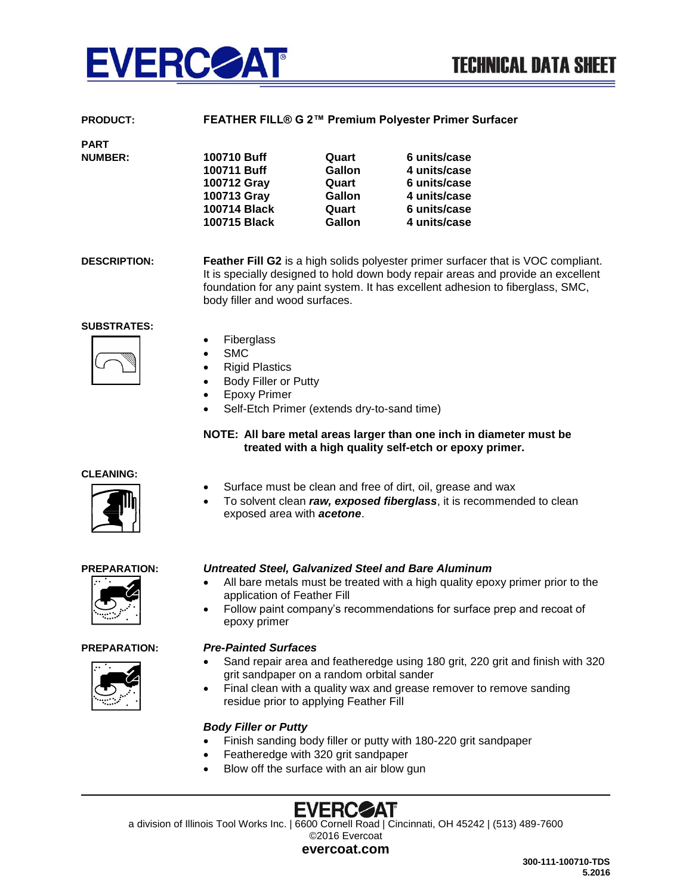# EVERCOAT

## TECHNICAL DATA SHEET

**PRODUCT:** **FEATHER FILL® G 2™ Premium Polyester Primer Surfacer**

**PART NUMBER:**

| | | |
|---|---|---|
| **100710 Buff** | **Quart** | **6 units/case** |
| **100711 Buff** | **Gallon** | **4 units/case** |
| **100712 Gray** | **Quart** | **6 units/case** |
| **100713 Gray** | **Gallon** | **4 units/case** |
| **100714 Black** | **Quart** | **6 units/case** |
| **100715 Black** | **Gallon** | **4 units/case** |

**DESCRIPTION:** **Feather Fill G2** is a high solids polyester primer surfacer that is VOC compliant. It is specially designed to hold down body repair areas and provide an excellent foundation for any paint system. It has excellent adhesion to fiberglass, SMC, body filler and wood surfaces.

**SUBSTRATES:**

- Fiberglass
- SMC
- Rigid Plastics
- Body Filler or Putty
- Epoxy Primer
- Self-Etch Primer (extends dry-to-sand time)

**NOTE: All bare metal areas larger than one inch in diameter must be treated with a high quality self-etch or epoxy primer.**

**CLEANING:**

- Surface must be clean and free of dirt, oil, grease and wax
- To solvent clean ***raw, exposed fiberglass***, it is recommended to clean exposed area with ***acetone***.

**PREPARATION:**

***Untreated Steel, Galvanized Steel and Bare Aluminum***

- All bare metals must be treated with a high quality epoxy primer prior to the application of Feather Fill
- Follow paint company's recommendations for surface prep and recoat of epoxy primer

**PREPARATION:**

***Pre-Painted Surfaces***

- Sand repair area and featheredge using 180 grit, 220 grit and finish with 320 grit sandpaper on a random orbital sander
- Final clean with a quality wax and grease remover to remove sanding residue prior to applying Feather Fill

***Body Filler or Putty***

- Finish sanding body filler or putty with 180-220 grit sandpaper
- Featheredge with 320 grit sandpaper
- Blow off the surface with an air blow gun

---

EVERCOAT

a division of Illinois Tool Works Inc. | 6600 Cornell Road | Cincinnati, OH 45242 | (513) 489-7600

©2016 Evercoat

**evercoat.com**

**300-111-100710-TDS**
**5.2016**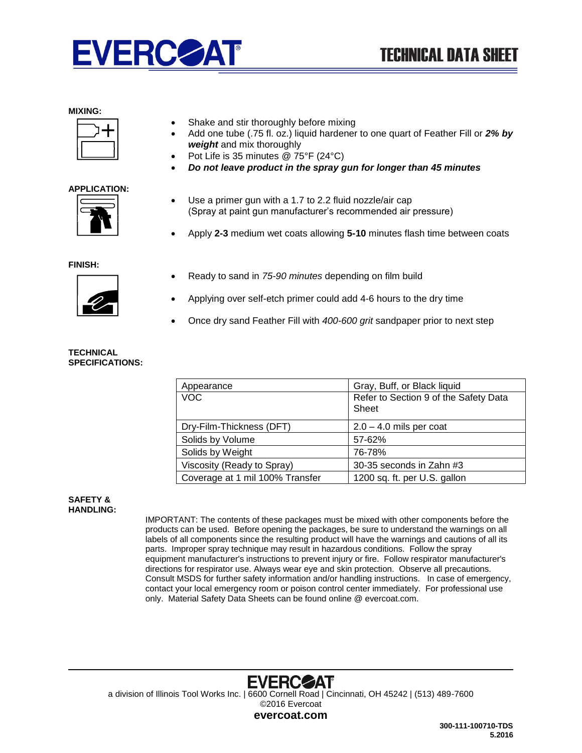# TECHNICAL DATA SHEET

**MIXING:**

- Shake and stir thoroughly before mixing
- Add one tube (.75 fl. oz.) liquid hardener to one quart of Feather Fill or ***2% by weight*** and mix thoroughly
- Pot Life is 35 minutes @ 75°F (24°C)
- ***Do not leave product in the spray gun for longer than 45 minutes***

**APPLICATION:**

- Use a primer gun with a 1.7 to 2.2 fluid nozzle/air cap (Spray at paint gun manufacturer's recommended air pressure)
- Apply **2-3** medium wet coats allowing **5-10** minutes flash time between coats

**FINISH:**

- Ready to sand in *75-90 minutes* depending on film build
- Applying over self-etch primer could add 4-6 hours to the dry time
- Once dry sand Feather Fill with *400-600 grit* sandpaper prior to next step

**TECHNICAL SPECIFICATIONS:**

| | |
|---|---|
| Appearance | Gray, Buff, or Black liquid |
| VOC | Refer to Section 9 of the Safety Data Sheet |
| Dry-Film-Thickness (DFT) | 2.0 – 4.0 mils per coat |
| Solids by Volume | 57-62% |
| Solids by Weight | 76-78% |
| Viscosity (Ready to Spray) | 30-35 seconds in Zahn #3 |
| Coverage at 1 mil 100% Transfer | 1200 sq. ft. per U.S. gallon |

**SAFETY & HANDLING:**

IMPORTANT: The contents of these packages must be mixed with other components before the products can be used. Before opening the packages, be sure to understand the warnings on all labels of all components since the resulting product will have the warnings and cautions of all its parts. Improper spray technique may result in hazardous conditions. Follow the spray equipment manufacturer's instructions to prevent injury or fire. Follow respirator manufacturer's directions for respirator use. Always wear eye and skin protection. Observe all precautions. Consult MSDS for further safety information and/or handling instructions. In case of emergency, contact your local emergency room or poison control center immediately. For professional use only. Material Safety Data Sheets can be found online @ evercoat.com.

EVERCOAT

a division of Illinois Tool Works Inc. | 6600 Cornell Road | Cincinnati, OH 45242 | (513) 489-7600
©2016 Evercoat
**evercoat.com**

**300-111-100710-TDS**
**5.2016**